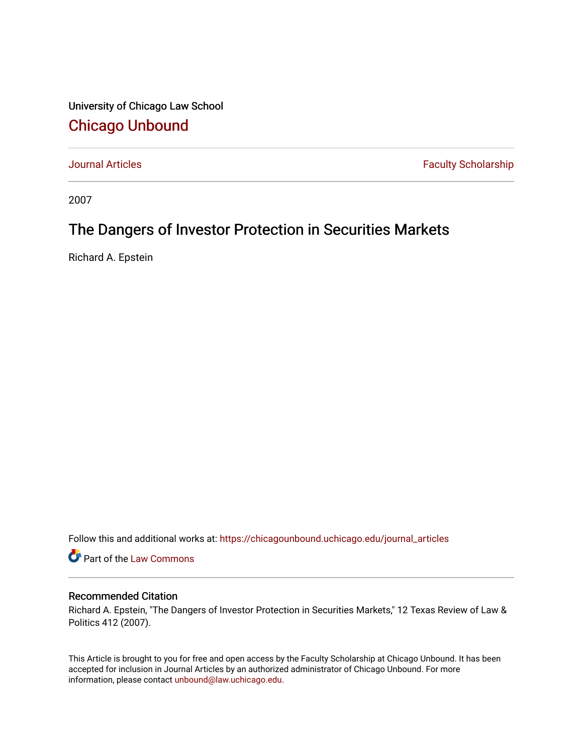University of Chicago Law School

# Chicago Unbound

Journal Articles | Faculty Scholarship

2007

## The Dangers of Investor Protection in Securities Markets

Richard A. Epstein

Follow this and additional works at: https://chicagounbound.uchicago.edu/journal_articles

Part of the Law Commons

### Recommended Citation

Richard A. Epstein, "The Dangers of Investor Protection in Securities Markets," 12 Texas Review of Law & Politics 412 (2007).

This Article is brought to you for free and open access by the Faculty Scholarship at Chicago Unbound. It has been accepted for inclusion in Journal Articles by an authorized administrator of Chicago Unbound. For more information, please contact unbound@law.uchicago.edu.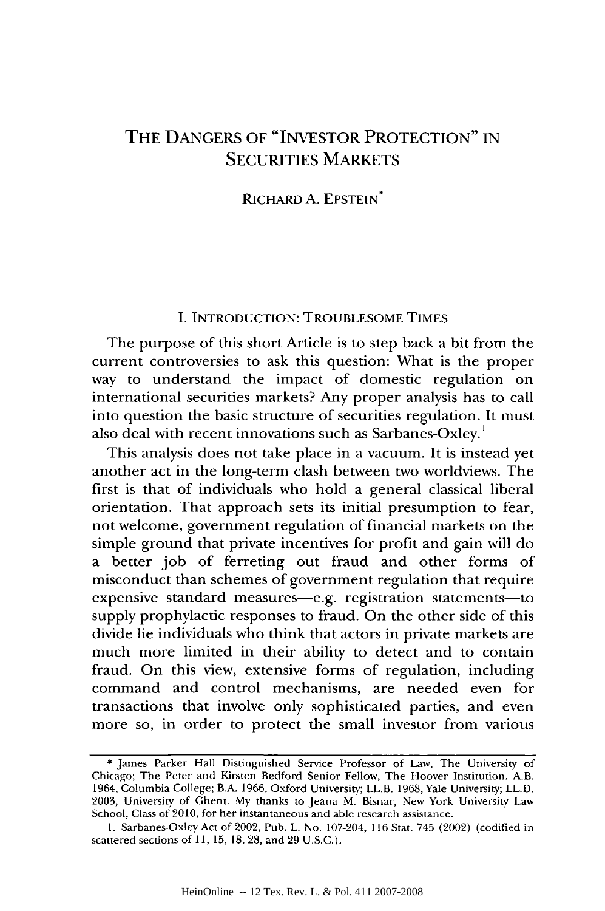# THE DANGERS OF "INVESTOR PROTECTION" IN SECURITIES MARKETS

RICHARD A. EPSTEIN*

## I. INTRODUCTION: TROUBLESOME TIMES

The purpose of this short Article is to step back a bit from the current controversies to ask this question: What is the proper way to understand the impact of domestic regulation on international securities markets? Any proper analysis has to call into question the basic structure of securities regulation. It must also deal with recent innovations such as Sarbanes-Oxley.[1]

This analysis does not take place in a vacuum. It is instead yet another act in the long-term clash between two worldviews. The first is that of individuals who hold a general classical liberal orientation. That approach sets its initial presumption to fear, not welcome, government regulation of financial markets on the simple ground that private incentives for profit and gain will do a better job of ferreting out fraud and other forms of misconduct than schemes of government regulation that require expensive standard measures—e.g. registration statements—to supply prophylactic responses to fraud. On the other side of this divide lie individuals who think that actors in private markets are much more limited in their ability to detect and to contain fraud. On this view, extensive forms of regulation, including command and control mechanisms, are needed even for transactions that involve only sophisticated parties, and even more so, in order to protect the small investor from various

---

\* James Parker Hall Distinguished Service Professor of Law, The University of Chicago; The Peter and Kirsten Bedford Senior Fellow, The Hoover Institution. A.B. 1964, Columbia College; B.A. 1966, Oxford University; LL.B. 1968, Yale University; LL.D. 2003, University of Ghent. My thanks to Jeana M. Bisnar, New York University Law School, Class of 2010, for her instantaneous and able research assistance.

1. Sarbanes-Oxley Act of 2002, Pub. L. No. 107-204, 116 Stat. 745 (2002) (codified in scattered sections of 11, 15, 18, 28, and 29 U.S.C.).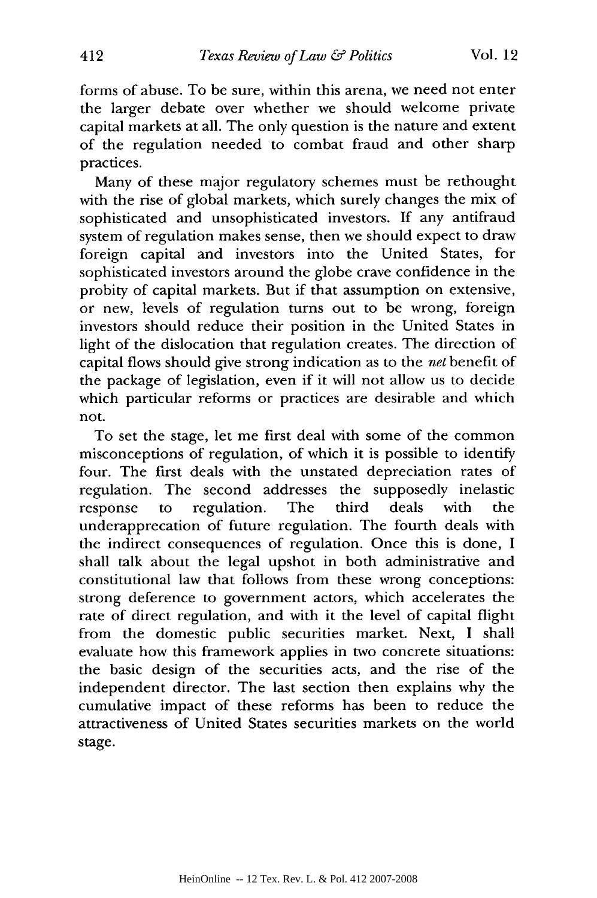forms of abuse. To be sure, within this arena, we need not enter the larger debate over whether we should welcome private capital markets at all. The only question is the nature and extent of the regulation needed to combat fraud and other sharp practices.

Many of these major regulatory schemes must be rethought with the rise of global markets, which surely changes the mix of sophisticated and unsophisticated investors. If any antifraud system of regulation makes sense, then we should expect to draw foreign capital and investors into the United States, for sophisticated investors around the globe crave confidence in the probity of capital markets. But if that assumption on extensive, or new, levels of regulation turns out to be wrong, foreign investors should reduce their position in the United States in light of the dislocation that regulation creates. The direction of capital flows should give strong indication as to the *net* benefit of the package of legislation, even if it will not allow us to decide which particular reforms or practices are desirable and which not.

To set the stage, let me first deal with some of the common misconceptions of regulation, of which it is possible to identify four. The first deals with the unstated depreciation rates of regulation. The second addresses the supposedly inelastic response to regulation. The third deals with the underapprecation of future regulation. The fourth deals with the indirect consequences of regulation. Once this is done, I shall talk about the legal upshot in both administrative and constitutional law that follows from these wrong conceptions: strong deference to government actors, which accelerates the rate of direct regulation, and with it the level of capital flight from the domestic public securities market. Next, I shall evaluate how this framework applies in two concrete situations: the basic design of the securities acts, and the rise of the independent director. The last section then explains why the cumulative impact of these reforms has been to reduce the attractiveness of United States securities markets on the world stage.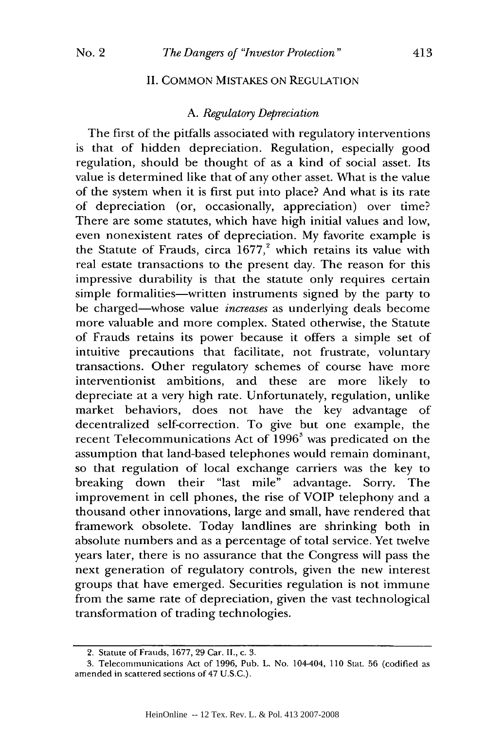## II. COMMON MISTAKES ON REGULATION

### A. *Regulatory Depreciation*

The first of the pitfalls associated with regulatory interventions is that of hidden depreciation. Regulation, especially good regulation, should be thought of as a kind of social asset. Its value is determined like that of any other asset. What is the value of the system when it is first put into place? And what is its rate of depreciation (or, occasionally, appreciation) over time? There are some statutes, which have high initial values and low, even nonexistent rates of depreciation. My favorite example is the Statute of Frauds, circa 1677,[2] which retains its value with real estate transactions to the present day. The reason for this impressive durability is that the statute only requires certain simple formalities—written instruments signed by the party to be charged—whose value *increases* as underlying deals become more valuable and more complex. Stated otherwise, the Statute of Frauds retains its power because it offers a simple set of intuitive precautions that facilitate, not frustrate, voluntary transactions. Other regulatory schemes of course have more interventionist ambitions, and these are more likely to depreciate at a very high rate. Unfortunately, regulation, unlike market behaviors, does not have the key advantage of decentralized self-correction. To give but one example, the recent Telecommunications Act of 1996[3] was predicated on the assumption that land-based telephones would remain dominant, so that regulation of local exchange carriers was the key to breaking down their "last mile" advantage. Sorry. The improvement in cell phones, the rise of VOIP telephony and a thousand other innovations, large and small, have rendered that framework obsolete. Today landlines are shrinking both in absolute numbers and as a percentage of total service. Yet twelve years later, there is no assurance that the Congress will pass the next generation of regulatory controls, given the new interest groups that have emerged. Securities regulation is not immune from the same rate of depreciation, given the vast technological transformation of trading technologies.

---

2. Statute of Frauds, 1677, 29 Car. II., c. 3.

3. Telecommunications Act of 1996, Pub. L. No. 104-404, 110 Stat. 56 (codified as amended in scattered sections of 47 U.S.C.).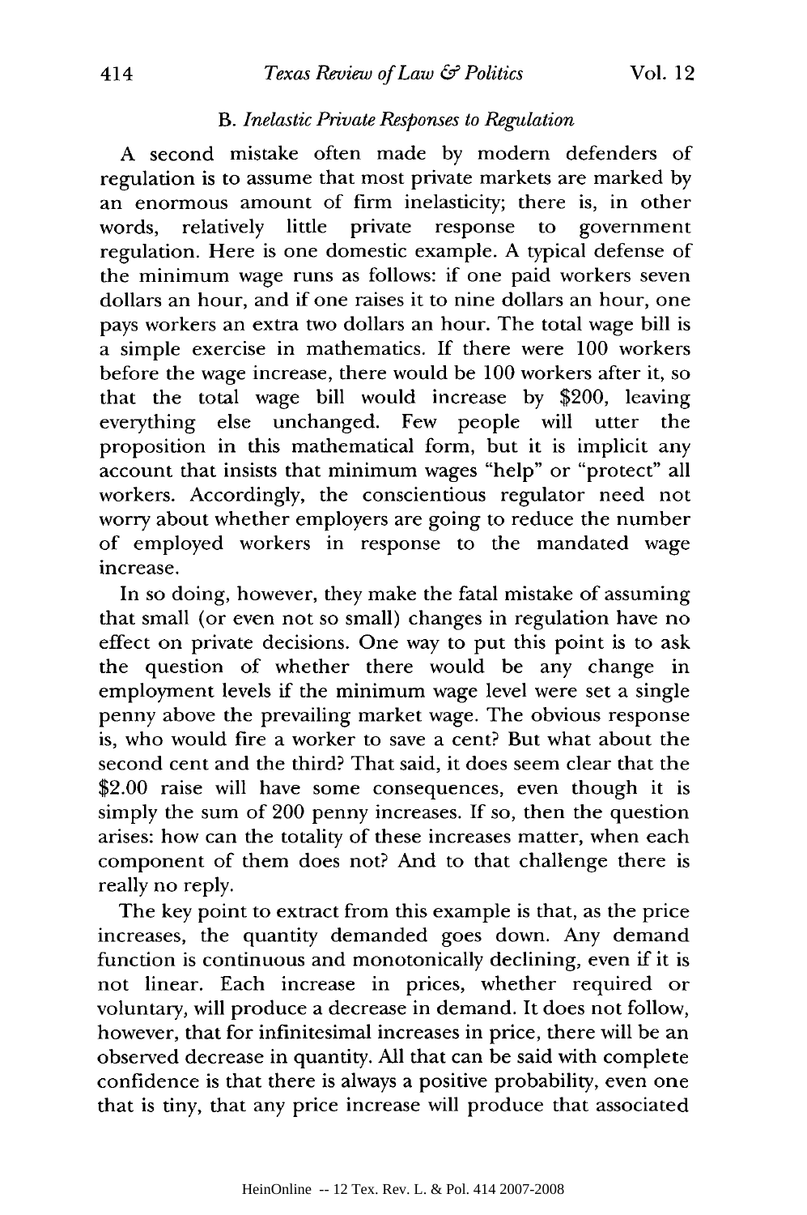### B. *Inelastic Private Responses to Regulation*

A second mistake often made by modern defenders of regulation is to assume that most private markets are marked by an enormous amount of firm inelasticity; there is, in other words, relatively little private response to government regulation. Here is one domestic example. A typical defense of the minimum wage runs as follows: if one paid workers seven dollars an hour, and if one raises it to nine dollars an hour, one pays workers an extra two dollars an hour. The total wage bill is a simple exercise in mathematics. If there were 100 workers before the wage increase, there would be 100 workers after it, so that the total wage bill would increase by $200, leaving everything else unchanged. Few people will utter the proposition in this mathematical form, but it is implicit any account that insists that minimum wages "help" or "protect" all workers. Accordingly, the conscientious regulator need not worry about whether employers are going to reduce the number of employed workers in response to the mandated wage increase.

In so doing, however, they make the fatal mistake of assuming that small (or even not so small) changes in regulation have no effect on private decisions. One way to put this point is to ask the question of whether there would be any change in employment levels if the minimum wage level were set a single penny above the prevailing market wage. The obvious response is, who would fire a worker to save a cent? But what about the second cent and the third? That said, it does seem clear that the $2.00 raise will have some consequences, even though it is simply the sum of 200 penny increases. If so, then the question arises: how can the totality of these increases matter, when each component of them does not? And to that challenge there is really no reply.

The key point to extract from this example is that, as the price increases, the quantity demanded goes down. Any demand function is continuous and monotonically declining, even if it is not linear. Each increase in prices, whether required or voluntary, will produce a decrease in demand. It does not follow, however, that for infinitesimal increases in price, there will be an observed decrease in quantity. All that can be said with complete confidence is that there is always a positive probability, even one that is tiny, that any price increase will produce that associated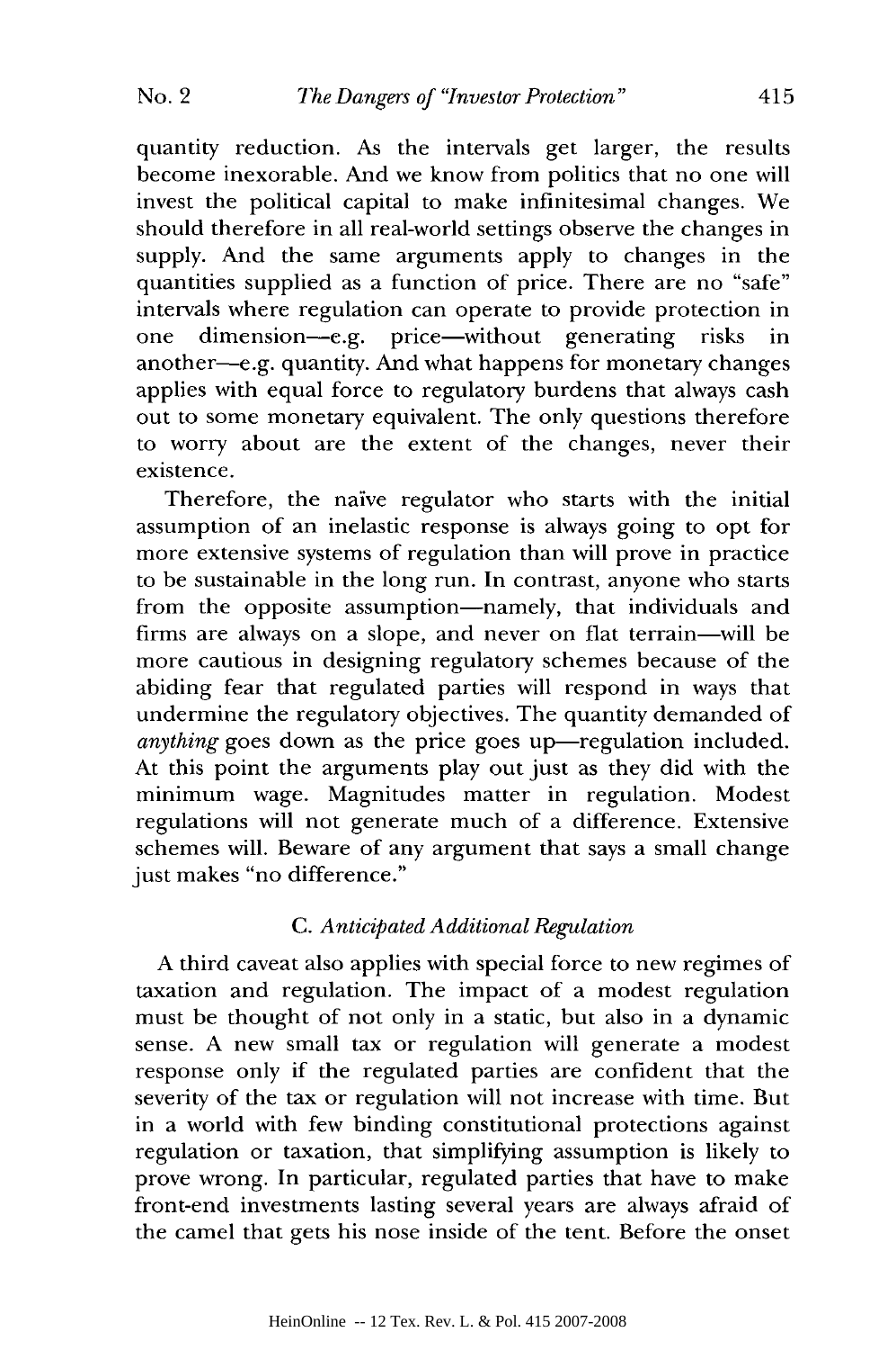quantity reduction. As the intervals get larger, the results become inexorable. And we know from politics that no one will invest the political capital to make infinitesimal changes. We should therefore in all real-world settings observe the changes in supply. And the same arguments apply to changes in the quantities supplied as a function of price. There are no "safe" intervals where regulation can operate to provide protection in one dimension—e.g. price—without generating risks in another—e.g. quantity. And what happens for monetary changes applies with equal force to regulatory burdens that always cash out to some monetary equivalent. The only questions therefore to worry about are the extent of the changes, never their existence.

Therefore, the naïve regulator who starts with the initial assumption of an inelastic response is always going to opt for more extensive systems of regulation than will prove in practice to be sustainable in the long run. In contrast, anyone who starts from the opposite assumption—namely, that individuals and firms are always on a slope, and never on flat terrain—will be more cautious in designing regulatory schemes because of the abiding fear that regulated parties will respond in ways that undermine the regulatory objectives. The quantity demanded of *anything* goes down as the price goes up—regulation included. At this point the arguments play out just as they did with the minimum wage. Magnitudes matter in regulation. Modest regulations will not generate much of a difference. Extensive schemes will. Beware of any argument that says a small change just makes "no difference."

### C. *Anticipated Additional Regulation*

A third caveat also applies with special force to new regimes of taxation and regulation. The impact of a modest regulation must be thought of not only in a static, but also in a dynamic sense. A new small tax or regulation will generate a modest response only if the regulated parties are confident that the severity of the tax or regulation will not increase with time. But in a world with few binding constitutional protections against regulation or taxation, that simplifying assumption is likely to prove wrong. In particular, regulated parties that have to make front-end investments lasting several years are always afraid of the camel that gets his nose inside of the tent. Before the onset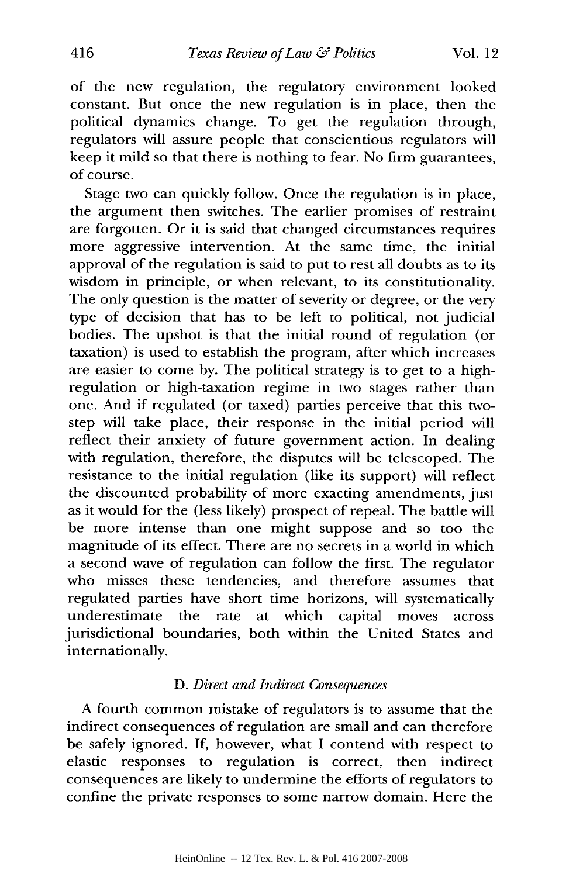of the new regulation, the regulatory environment looked constant. But once the new regulation is in place, then the political dynamics change. To get the regulation through, regulators will assure people that conscientious regulators will keep it mild so that there is nothing to fear. No firm guarantees, of course.

Stage two can quickly follow. Once the regulation is in place, the argument then switches. The earlier promises of restraint are forgotten. Or it is said that changed circumstances requires more aggressive intervention. At the same time, the initial approval of the regulation is said to put to rest all doubts as to its wisdom in principle, or when relevant, to its constitutionality. The only question is the matter of severity or degree, or the very type of decision that has to be left to political, not judicial bodies. The upshot is that the initial round of regulation (or taxation) is used to establish the program, after which increases are easier to come by. The political strategy is to get to a high-regulation or high-taxation regime in two stages rather than one. And if regulated (or taxed) parties perceive that this two-step will take place, their response in the initial period will reflect their anxiety of future government action. In dealing with regulation, therefore, the disputes will be telescoped. The resistance to the initial regulation (like its support) will reflect the discounted probability of more exacting amendments, just as it would for the (less likely) prospect of repeal. The battle will be more intense than one might suppose and so too the magnitude of its effect. There are no secrets in a world in which a second wave of regulation can follow the first. The regulator who misses these tendencies, and therefore assumes that regulated parties have short time horizons, will systematically underestimate the rate at which capital moves across jurisdictional boundaries, both within the United States and internationally.

### D. *Direct and Indirect Consequences*

A fourth common mistake of regulators is to assume that the indirect consequences of regulation are small and can therefore be safely ignored. If, however, what I contend with respect to elastic responses to regulation is correct, then indirect consequences are likely to undermine the efforts of regulators to confine the private responses to some narrow domain. Here the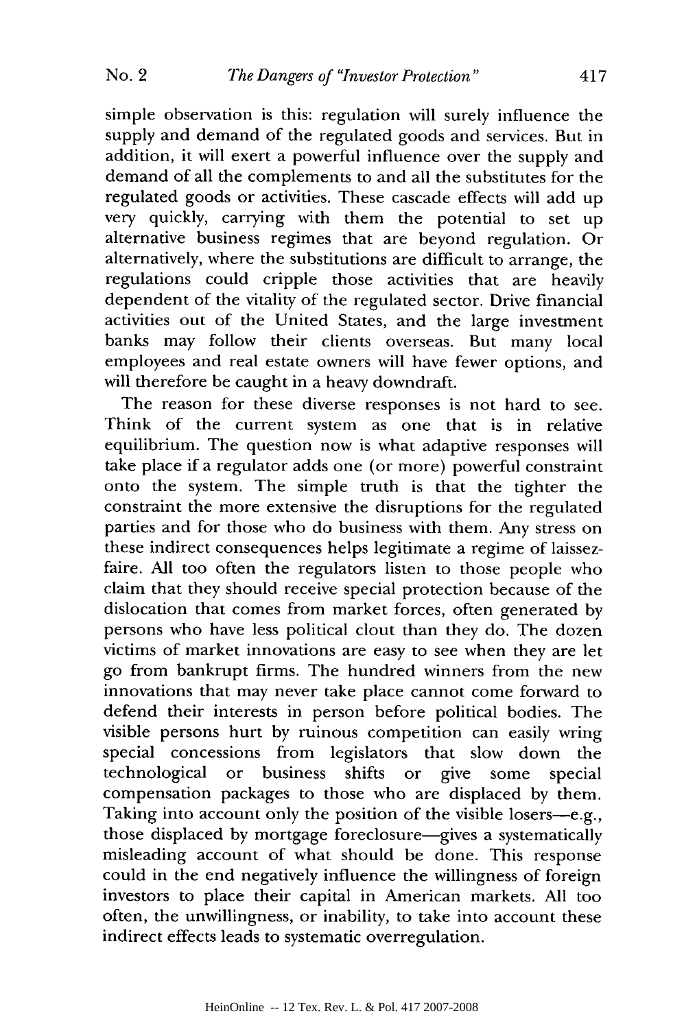simple observation is this: regulation will surely influence the supply and demand of the regulated goods and services. But in addition, it will exert a powerful influence over the supply and demand of all the complements to and all the substitutes for the regulated goods or activities. These cascade effects will add up very quickly, carrying with them the potential to set up alternative business regimes that are beyond regulation. Or alternatively, where the substitutions are difficult to arrange, the regulations could cripple those activities that are heavily dependent of the vitality of the regulated sector. Drive financial activities out of the United States, and the large investment banks may follow their clients overseas. But many local employees and real estate owners will have fewer options, and will therefore be caught in a heavy downdraft.

The reason for these diverse responses is not hard to see. Think of the current system as one that is in relative equilibrium. The question now is what adaptive responses will take place if a regulator adds one (or more) powerful constraint onto the system. The simple truth is that the tighter the constraint the more extensive the disruptions for the regulated parties and for those who do business with them. Any stress on these indirect consequences helps legitimate a regime of laissez-faire. All too often the regulators listen to those people who claim that they should receive special protection because of the dislocation that comes from market forces, often generated by persons who have less political clout than they do. The dozen victims of market innovations are easy to see when they are let go from bankrupt firms. The hundred winners from the new innovations that may never take place cannot come forward to defend their interests in person before political bodies. The visible persons hurt by ruinous competition can easily wring special concessions from legislators that slow down the technological or business shifts or give some special compensation packages to those who are displaced by them. Taking into account only the position of the visible losers—e.g., those displaced by mortgage foreclosure—gives a systematically misleading account of what should be done. This response could in the end negatively influence the willingness of foreign investors to place their capital in American markets. All too often, the unwillingness, or inability, to take into account these indirect effects leads to systematic overregulation.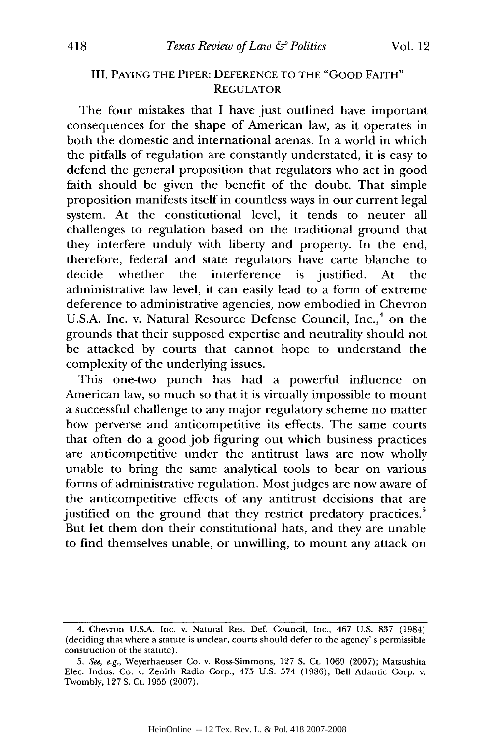## III. PAYING THE PIPER: DEFERENCE TO THE "GOOD FAITH" REGULATOR

The four mistakes that I have just outlined have important consequences for the shape of American law, as it operates in both the domestic and international arenas. In a world in which the pitfalls of regulation are constantly understated, it is easy to defend the general proposition that regulators who act in good faith should be given the benefit of the doubt. That simple proposition manifests itself in countless ways in our current legal system. At the constitutional level, it tends to neuter all challenges to regulation based on the traditional ground that they interfere unduly with liberty and property. In the end, therefore, federal and state regulators have carte blanche to decide whether the interference is justified. At the administrative law level, it can easily lead to a form of extreme deference to administrative agencies, now embodied in Chevron U.S.A. Inc. v. Natural Resource Defense Council, Inc.,[4] on the grounds that their supposed expertise and neutrality should not be attacked by courts that cannot hope to understand the complexity of the underlying issues.

This one-two punch has had a powerful influence on American law, so much so that it is virtually impossible to mount a successful challenge to any major regulatory scheme no matter how perverse and anticompetitive its effects. The same courts that often do a good job figuring out which business practices are anticompetitive under the antitrust laws are now wholly unable to bring the same analytical tools to bear on various forms of administrative regulation. Most judges are now aware of the anticompetitive effects of any antitrust decisions that are justified on the ground that they restrict predatory practices.[5] But let them don their constitutional hats, and they are unable to find themselves unable, or unwilling, to mount any attack on

---

4. Chevron U.S.A. Inc. v. Natural Res. Def. Council, Inc., 467 U.S. 837 (1984) (deciding that where a statute is unclear, courts should defer to the agency' s permissible construction of the statute).

5. *See, e.g.*, Weyerhaeuser Co. v. Ross-Simmons, 127 S. Ct. 1069 (2007); Matsushita Elec. Indus. Co. v. Zenith Radio Corp., 475 U.S. 574 (1986); Bell Atlantic Corp. v. Twombly, 127 S. Ct. 1955 (2007).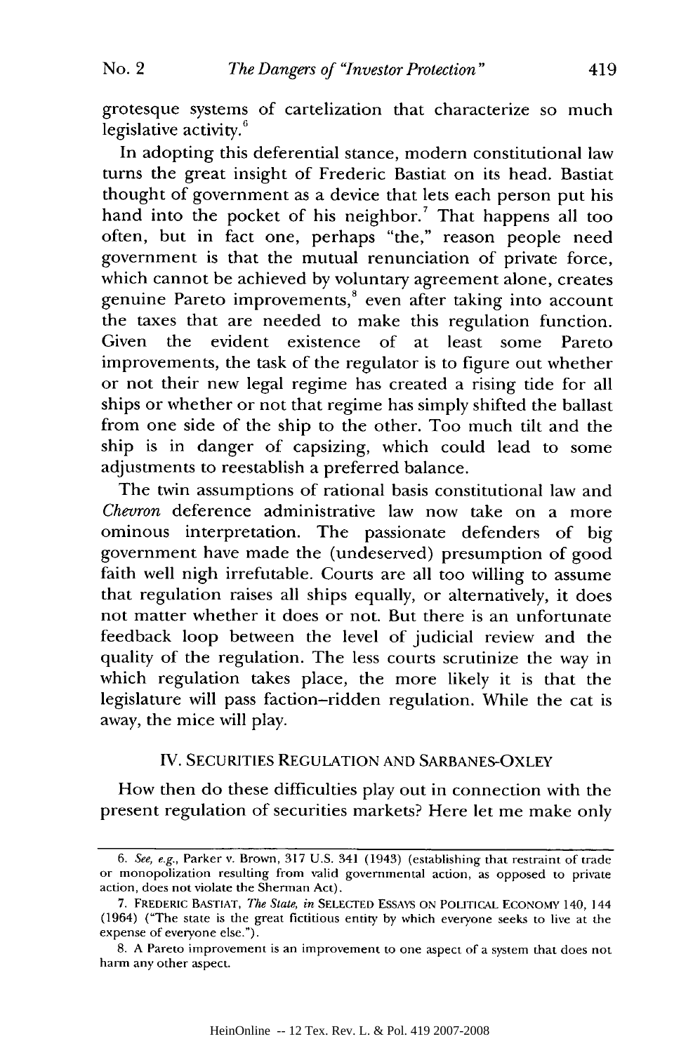grotesque systems of cartelization that characterize so much legislative activity.[6]

In adopting this deferential stance, modern constitutional law turns the great insight of Frederic Bastiat on its head. Bastiat thought of government as a device that lets each person put his hand into the pocket of his neighbor.[7] That happens all too often, but in fact one, perhaps "the," reason people need government is that the mutual renunciation of private force, which cannot be achieved by voluntary agreement alone, creates genuine Pareto improvements,[8] even after taking into account the taxes that are needed to make this regulation function. Given the evident existence of at least some Pareto improvements, the task of the regulator is to figure out whether or not their new legal regime has created a rising tide for all ships or whether or not that regime has simply shifted the ballast from one side of the ship to the other. Too much tilt and the ship is in danger of capsizing, which could lead to some adjustments to reestablish a preferred balance.

The twin assumptions of rational basis constitutional law and *Chevron* deference administrative law now take on a more ominous interpretation. The passionate defenders of big government have made the (undeserved) presumption of good faith well nigh irrefutable. Courts are all too willing to assume that regulation raises all ships equally, or alternatively, it does not matter whether it does or not. But there is an unfortunate feedback loop between the level of judicial review and the quality of the regulation. The less courts scrutinize the way in which regulation takes place, the more likely it is that the legislature will pass faction–ridden regulation. While the cat is away, the mice will play.

## IV. SECURITIES REGULATION AND SARBANES-OXLEY

How then do these difficulties play out in connection with the present regulation of securities markets? Here let me make only

---

6. *See, e.g.*, Parker v. Brown, 317 U.S. 341 (1943) (establishing that restraint of trade or monopolization resulting from valid governmental action, as opposed to private action, does not violate the Sherman Act).

7. FREDERIC BASTIAT, *The State*, *in* SELECTED ESSAYS ON POLITICAL ECONOMY 140, 144 (1964) ("The state is the great fictitious entity by which everyone seeks to live at the expense of everyone else.").

8. A Pareto improvement is an improvement to one aspect of a system that does not harm any other aspect.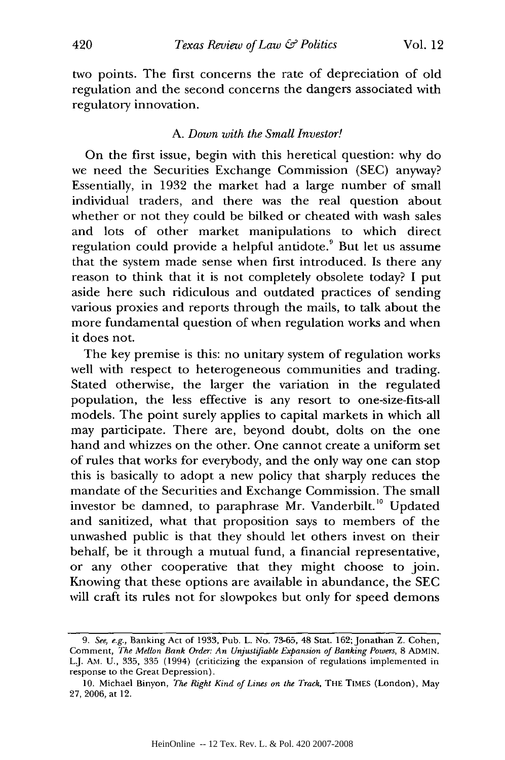two points. The first concerns the rate of depreciation of old regulation and the second concerns the dangers associated with regulatory innovation.

### A. *Down with the Small Investor!*

On the first issue, begin with this heretical question: why do we need the Securities Exchange Commission (SEC) anyway? Essentially, in 1932 the market had a large number of small individual traders, and there was the real question about whether or not they could be bilked or cheated with wash sales and lots of other market manipulations to which direct regulation could provide a helpful antidote.[9] But let us assume that the system made sense when first introduced. Is there any reason to think that it is not completely obsolete today? I put aside here such ridiculous and outdated practices of sending various proxies and reports through the mails, to talk about the more fundamental question of when regulation works and when it does not.

The key premise is this: no unitary system of regulation works well with respect to heterogeneous communities and trading. Stated otherwise, the larger the variation in the regulated population, the less effective is any resort to one-size-fits-all models. The point surely applies to capital markets in which all may participate. There are, beyond doubt, dolts on the one hand and whizzes on the other. One cannot create a uniform set of rules that works for everybody, and the only way one can stop this is basically to adopt a new policy that sharply reduces the mandate of the Securities and Exchange Commission. The small investor be damned, to paraphrase Mr. Vanderbilt.[10] Updated and sanitized, what that proposition says to members of the unwashed public is that they should let others invest on their behalf, be it through a mutual fund, a financial representative, or any other cooperative that they might choose to join. Knowing that these options are available in abundance, the SEC will craft its rules not for slowpokes but only for speed demons

---

9. *See, e.g.*, Banking Act of 1933, Pub. L. No. 73-65, 48 Stat. 162; Jonathan Z. Cohen, Comment, *The Mellon Bank Order: An Unjustifiable Expansion of Banking Powers*, 8 ADMIN. L.J. AM. U., 335, 335 (1994) (criticizing the expansion of regulations implemented in response to the Great Depression).

10. Michael Binyon, *The Right Kind of Lines on the Track*, THE TIMES (London), May 27, 2006, at 12.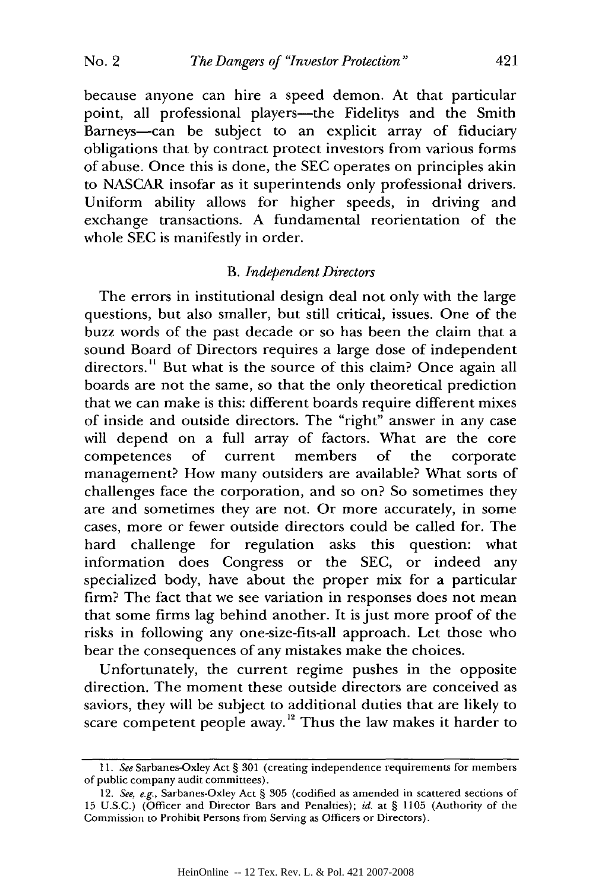because anyone can hire a speed demon. At that particular point, all professional players—the Fidelitys and the Smith Barneys—can be subject to an explicit array of fiduciary obligations that by contract protect investors from various forms of abuse. Once this is done, the SEC operates on principles akin to NASCAR insofar as it superintends only professional drivers. Uniform ability allows for higher speeds, in driving and exchange transactions. A fundamental reorientation of the whole SEC is manifestly in order.

### B. *Independent Directors*

The errors in institutional design deal not only with the large questions, but also smaller, but still critical, issues. One of the buzz words of the past decade or so has been the claim that a sound Board of Directors requires a large dose of independent directors.[11] But what is the source of this claim? Once again all boards are not the same, so that the only theoretical prediction that we can make is this: different boards require different mixes of inside and outside directors. The "right" answer in any case will depend on a full array of factors. What are the core competences of current members of the corporate management? How many outsiders are available? What sorts of challenges face the corporation, and so on? So sometimes they are and sometimes they are not. Or more accurately, in some cases, more or fewer outside directors could be called for. The hard challenge for regulation asks this question: what information does Congress or the SEC, or indeed any specialized body, have about the proper mix for a particular firm? The fact that we see variation in responses does not mean that some firms lag behind another. It is just more proof of the risks in following any one-size-fits-all approach. Let those who bear the consequences of any mistakes make the choices.

Unfortunately, the current regime pushes in the opposite direction. The moment these outside directors are conceived as saviors, they will be subject to additional duties that are likely to scare competent people away.[12] Thus the law makes it harder to

---

11. *See* Sarbanes-Oxley Act § 301 (creating independence requirements for members of public company audit committees).

12. *See, e.g.*, Sarbanes-Oxley Act § 305 (codified as amended in scattered sections of 15 U.S.C.) (Officer and Director Bars and Penalties); *id.* at § 1105 (Authority of the Commission to Prohibit Persons from Serving as Officers or Directors).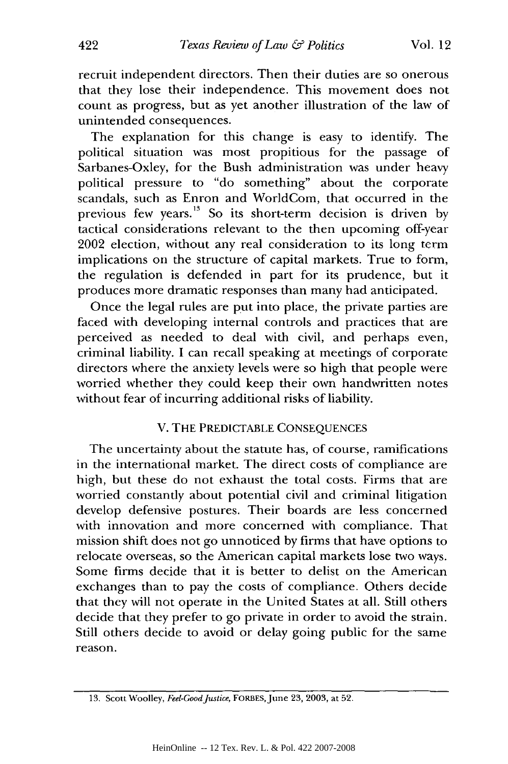recruit independent directors. Then their duties are so onerous that they lose their independence. This movement does not count as progress, but as yet another illustration of the law of unintended consequences.

The explanation for this change is easy to identify. The political situation was most propitious for the passage of Sarbanes-Oxley, for the Bush administration was under heavy political pressure to "do something" about the corporate scandals, such as Enron and WorldCom, that occurred in the previous few years.[13] So its short-term decision is driven by tactical considerations relevant to the then upcoming off-year 2002 election, without any real consideration to its long term implications on the structure of capital markets. True to form, the regulation is defended in part for its prudence, but it produces more dramatic responses than many had anticipated.

Once the legal rules are put into place, the private parties are faced with developing internal controls and practices that are perceived as needed to deal with civil, and perhaps even, criminal liability. I can recall speaking at meetings of corporate directors where the anxiety levels were so high that people were worried whether they could keep their own handwritten notes without fear of incurring additional risks of liability.

## V. THE PREDICTABLE CONSEQUENCES

The uncertainty about the statute has, of course, ramifications in the international market. The direct costs of compliance are high, but these do not exhaust the total costs. Firms that are worried constantly about potential civil and criminal litigation develop defensive postures. Their boards are less concerned with innovation and more concerned with compliance. That mission shift does not go unnoticed by firms that have options to relocate overseas, so the American capital markets lose two ways. Some firms decide that it is better to delist on the American exchanges than to pay the costs of compliance. Others decide that they will not operate in the United States at all. Still others decide that they prefer to go private in order to avoid the strain. Still others decide to avoid or delay going public for the same reason.

---

13. Scott Woolley, *Feel-Good Justice*, FORBES, June 23, 2003, at 52.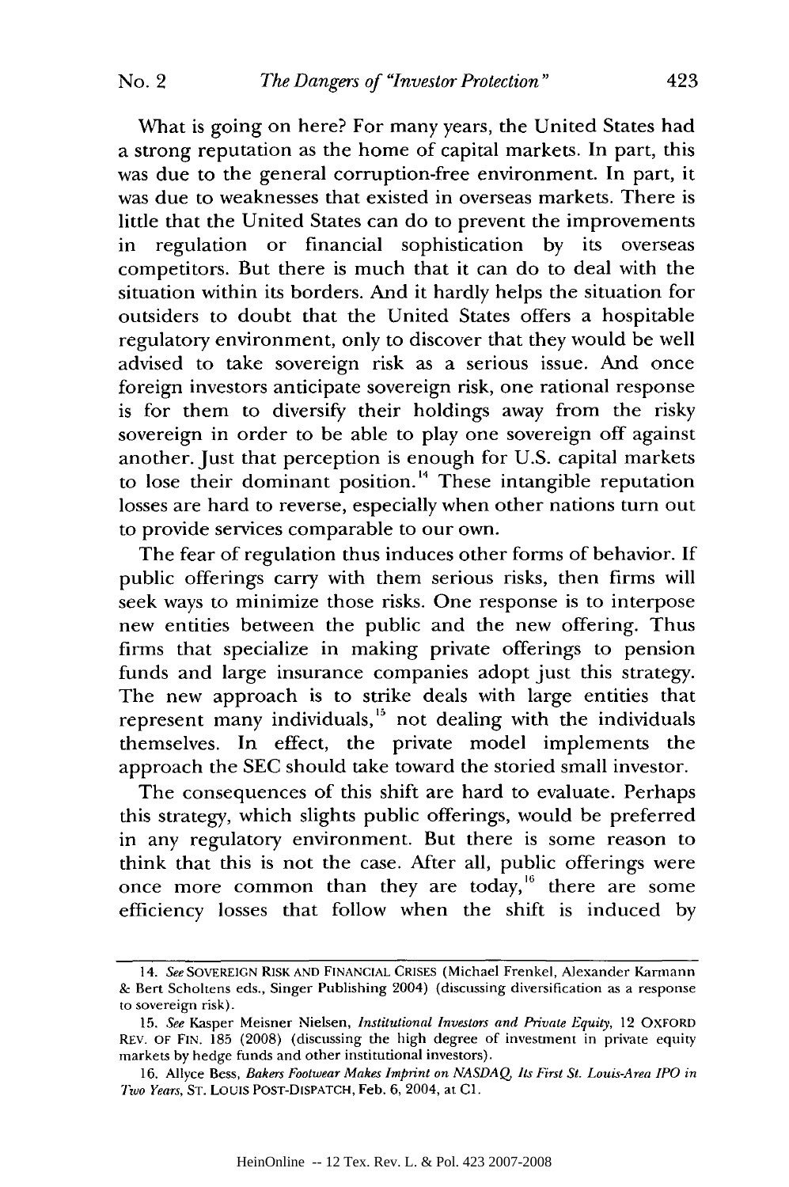What is going on here? For many years, the United States had a strong reputation as the home of capital markets. In part, this was due to the general corruption-free environment. In part, it was due to weaknesses that existed in overseas markets. There is little that the United States can do to prevent the improvements in regulation or financial sophistication by its overseas competitors. But there is much that it can do to deal with the situation within its borders. And it hardly helps the situation for outsiders to doubt that the United States offers a hospitable regulatory environment, only to discover that they would be well advised to take sovereign risk as a serious issue. And once foreign investors anticipate sovereign risk, one rational response is for them to diversify their holdings away from the risky sovereign in order to be able to play one sovereign off against another. Just that perception is enough for U.S. capital markets to lose their dominant position.[14] These intangible reputation losses are hard to reverse, especially when other nations turn out to provide services comparable to our own.

The fear of regulation thus induces other forms of behavior. If public offerings carry with them serious risks, then firms will seek ways to minimize those risks. One response is to interpose new entities between the public and the new offering. Thus firms that specialize in making private offerings to pension funds and large insurance companies adopt just this strategy. The new approach is to strike deals with large entities that represent many individuals,[15] not dealing with the individuals themselves. In effect, the private model implements the approach the SEC should take toward the storied small investor.

The consequences of this shift are hard to evaluate. Perhaps this strategy, which slights public offerings, would be preferred in any regulatory environment. But there is some reason to think that this is not the case. After all, public offerings were once more common than they are today,[16] there are some efficiency losses that follow when the shift is induced by

---

14. *See* SOVEREIGN RISK AND FINANCIAL CRISES (Michael Frenkel, Alexander Karmann & Bert Scholtens eds., Singer Publishing 2004) (discussing diversification as a response to sovereign risk).

15. *See* Kasper Meisner Nielsen, *Institutional Investors and Private Equity*, 12 OXFORD REV. OF FIN. 185 (2008) (discussing the high degree of investment in private equity markets by hedge funds and other institutional investors).

16. Allyce Bess, *Bakers Footwear Makes Imprint on NASDAQ, Its First St. Louis-Area IPO in Two Years*, ST. LOUIS POST-DISPATCH, Feb. 6, 2004, at C1.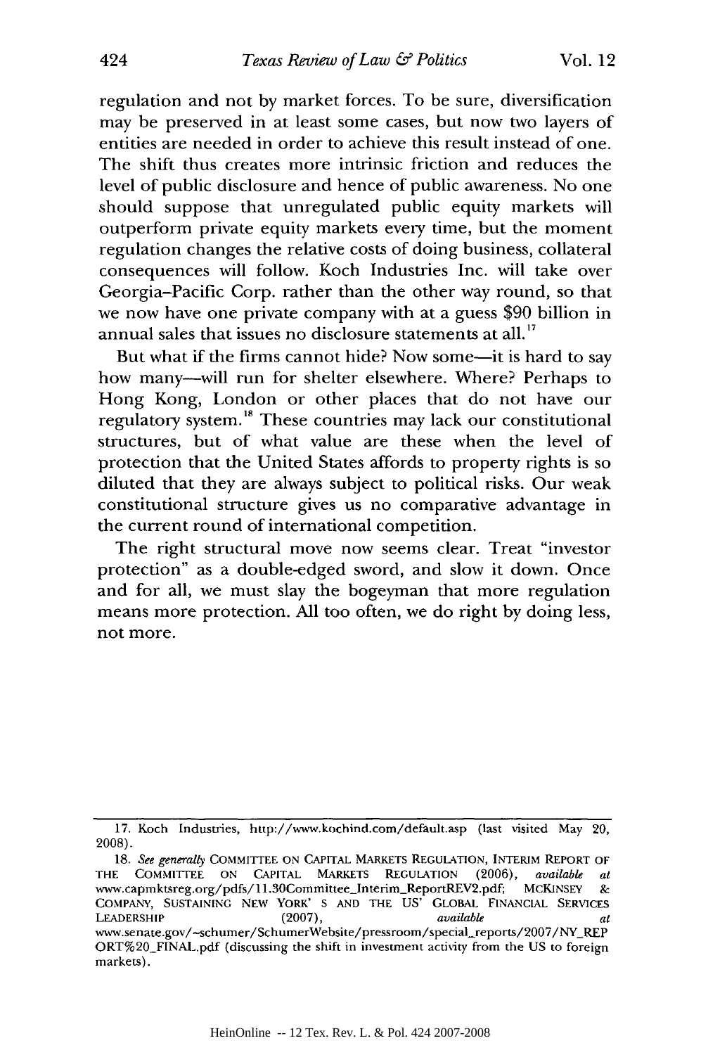regulation and not by market forces. To be sure, diversification may be preserved in at least some cases, but now two layers of entities are needed in order to achieve this result instead of one. The shift thus creates more intrinsic friction and reduces the level of public disclosure and hence of public awareness. No one should suppose that unregulated public equity markets will outperform private equity markets every time, but the moment regulation changes the relative costs of doing business, collateral consequences will follow. Koch Industries Inc. will take over Georgia-Pacific Corp. rather than the other way round, so that we now have one private company with at a guess $90 billion in annual sales that issues no disclosure statements at all.[17]

But what if the firms cannot hide? Now some—it is hard to say how many—will run for shelter elsewhere. Where? Perhaps to Hong Kong, London or other places that do not have our regulatory system.[18] These countries may lack our constitutional structures, but of what value are these when the level of protection that the United States affords to property rights is so diluted that they are always subject to political risks. Our weak constitutional structure gives us no comparative advantage in the current round of international competition.

The right structural move now seems clear. Treat "investor protection" as a double-edged sword, and slow it down. Once and for all, we must slay the bogeyman that more regulation means more protection. All too often, we do right by doing less, not more.

---

17. Koch Industries, http://www.kochind.com/default.asp (last visited May 20, 2008).

18. *See generally* COMMITTEE ON CAPITAL MARKETS REGULATION, INTERIM REPORT OF THE COMMITTEE ON CAPITAL MARKETS REGULATION (2006), *available at* www.capmktsreg.org/pdfs/11.30Committee_Interim_ReportREV2.pdf; MCKINSEY & COMPANY, SUSTAINING NEW YORK' S AND THE US' GLOBAL FINANCIAL SERVICES LEADERSHIP (2007), *available at* www.senate.gov/~schumer/SchumerWebsite/pressroom/special_reports/2007/NY_REPORT%20_FINAL.pdf (discussing the shift in investment activity from the US to foreign markets).